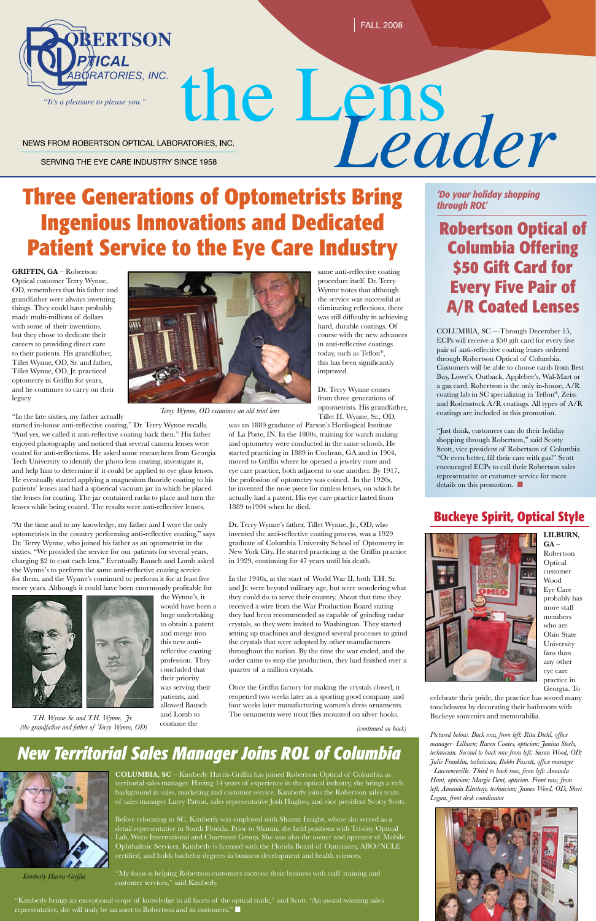# Robertson Optical Laboratories, Inc.

*"It's a pleasure to please you."*

FALL 2008

# the Lens *Leader*

NEWS FROM ROBERTSON OPTICAL LABORATORIES, INC.

SERVING THE EYE CARE INDUSTRY SINCE 1958

## Three Generations of Optometrists Bring Ingenious Innovations and Dedicated Patient Service to the Eye Care Industry

**GRIFFIN, GA** – Robertson Optical customer Terry Wynne, OD, remembers that his father and grandfather were always inventing things. They could have probably made multi-millions of dollars with some of their inventions, but they chose to dedicate their careers to providing direct care to their patients. His grandfather, Tillet Wynne, OD, Sr. and father, Tillet Wynne, OD, Jr. practiced optometry in Griffin for years, and he continues to carry on their legacy.

*Terry Wynne, OD examines an old trial lens*

"In the late sixties, my father actually started in-house anti-reflective coating," Dr. Terry Wynne recalls. "And yes, we called it anti-reflective coating back then." His father enjoyed photography and noticed that several camera lenses were coated for anti-reflections. He asked some researchers from Georgia Tech University to identify the photo lens coating, investigate it, and help him to determine if it could be applied to eye glass lenses. He eventually started applying a magnesium fluoride coating to his patients' lenses and had a spherical vacuum jar in which he placed the lenses for coating. The jar contained racks to place and turn the lenses while being coated. The results were anti-reflective lenses.

"At the time and to my knowledge, my father and I were the only optometrists in the country performing anti-reflective coating," says Dr. Terry Wynne, who joined his father as an optometrist in the sixties. "We provided the service for our patients for several years, charging $2 to coat each lens." Eventually Bausch and Lomb asked the Wynne's to perform the same anti-reflective coating service for them, and the Wynne's continued to perform it for at least five more years. Although it could have been enormously profitable for the Wynne's, it would have been a huge undertaking to obtain a patent and merge into this new anti-reflective coating profession. They concluded that their priority was serving their patients, and allowed Bausch and Lomb to continue the same anti-reflective coating procedure itself. Dr. Terry Wynne notes that although the service was successful at eliminating reflections, there was still difficulty in achieving hard, durable coatings. Of course with the new advances in anti-reflective coatings today, such as Teflon®, this has been significantly improved.

*T.H. Wynne Sr. and T.H. Wynne, Jr. (the grandfather and father of Terry Wynne, OD)*

Dr. Terry Wynne comes from three generations of optometrists. His grandfather, Tillet H. Wynne, Sr., OD, was an 1889 graduate of Parson's Horilogical Institute of La Porte, IN. In the 1800s, training for watch making and optometry were conducted in the same schools. He started practicing in 1889 in Cochran, GA and in 1904, moved to Griffin where he opened a jewelry store and eye care practice, both adjacent to one another. By 1917, the profession of optometry was coined. In the 1920s, he invented the nose piece for rimless lenses, on which he actually had a patent. His eye care practice lasted from 1889 to1904 when he died.

Dr. Terry Wynne's father, Tillet Wynne, Jr., OD, who invented the anti-reflective coating process, was a 1929 graduate of Columbia University School of Optometry in New York City. He started practicing at the Griffin practice in 1929, continuing for 47 years until his death.

In the 1940s, at the start of World War II, both T.H. Sr. and Jr. were beyond military age, but were wondering what they could do to serve their country. About that time they received a wire from the War Production Board stating they had been recommended as capable of grinding radar crystals, so they were invited to Washington. They started setting up machines and designed several processes to grind the crystals that were adopted by other manufacturers throughout the nation. By the time the war ended, and the order came to stop the production, they had finished over a quarter of a million crystals.

Once the Griffin factory for making the crystals closed, it reopened two weeks later as a sporting good company and four weeks later manufacturing women's dress ornaments. The ornaments were trout flies mounted on silver hooks.

*(continued on back)*

*'Do your holiday shopping through ROL'*

## Robertson Optical of Columbia Offering $50 Gift Card for Every Five Pair of A/R Coated Lenses

COLUMBIA, SC ---Through December 15, ECPs will receive a $50 gift card for every five pair of anti-reflective coating lenses ordered through Robertson Optical of Columbia. Customers will be able to choose cards from Best Buy, Lowe's, Outback, Applebee's, Wal-Mart or a gas card. Robertson is the only in-house, A/R coating lab in SC specializing in Teflon®, Zeiss and Rodenstock A/R coatings. All types of A/R coatings are included in this promotion.

"Just think, customers can do their holiday shopping through Robertson," said Scotty Scott, vice president of Robertson of Columbia. "Or even better, fill their cars with gas!" Scott encouraged ECPs to call their Robertson sales representative or customer service for more details on this promotion. ■

## Buckeye Spirit, Optical Style

**LILBURN, GA** – Robertson Optical customer Wood Eye Care probably has more staff members who are Ohio State University fans than any other eye care practice in Georgia. To celebrate their pride, the practice has scored many touchdowns by decorating their bathroom with Buckeye souvenirs and memorabilia.

*Pictured below: Back row, from left: Rita Diehl, office manager- Lilburn; Raven Coates, optician; Janina Steels, technician. Second to back row from left: Susan Wood, OD; Julie Franklin, technician; Bobbi Fassett, office manager –Lawrenceville. Third to back row, from left: Amanda Hunt, optician; Margie Dent, optician. Front row, from left: Amanda Elenteny, technician; James Wood, OD; Sheri Logan, front desk coordinator*

## New Territorial Sales Manager Joins ROL of Columbia

*Kimberly Harris-Griffin*

**COLUMBIA, SC** – Kimberly Harris-Griffin has joined Robertson Optical of Columbia as territorial sales manager. Having 14 years of experience in the optical industry, she brings a rich background in sales, marketing and customer service. Kimberly joins the Robertson sales team of sales manager Larry Patton, sales representative Josh Hughes, and vice president Scotty Scott.

Before relocating to SC, Kimberly was employed with Shamir Insight, where she served as a detail representative in South Florida. Prior to Shamir, she held positions with Tri-city Optical Lab, Weco International and Charmont Group. She was also the owner and operator of Mobile Ophthalmic Services. Kimberly is licensed with the Florida Board of Opticianry, ABO/NCLE certified, and holds bachelor degrees in business development and health sciences.

"My focus is helping Robertson customers increase their business with staff training and customer services," said Kimberly.

"Kimberly brings an exceptional scope of knowledge in all facets of the optical trade," said Scott. "An award-winning sales representative, she will truly be an asset to Robertson and its customers." ■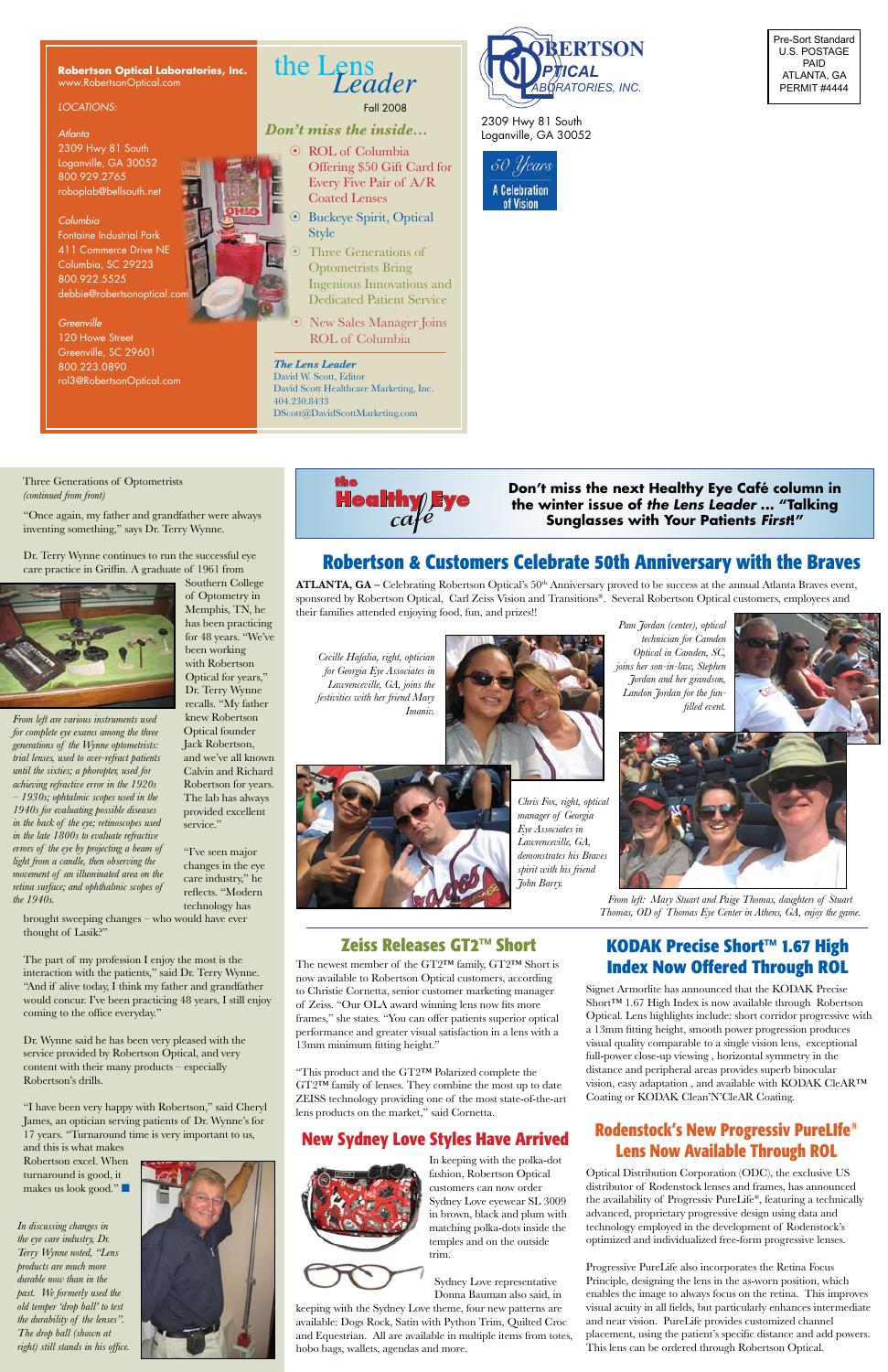**Robertson Optical Laboratories, Inc.**
www.RobertsonOptical.com

*LOCATIONS:*

*Atlanta*
2309 Hwy 81 South
Loganville, GA 30052
800.929.2765
roboplab@bellsouth.net

*Columbia*
Fontaine Industrial Park
411 Commerce Drive NE
Columbia, SC 29223
800.922.5525
debbie@robertsonoptical.com

*Greenville*
120 Howe Street
Greenville, SC 29601
800.223.0890
rol3@RobertsonOptical.com

# the Lens Leader

Fall 2008

***Don't miss the inside...***

- ROL of Columbia Offering $50 Gift Card for Every Five Pair of A/R Coated Lenses
- Buckeye Spirit, Optical Style
- Three Generations of Optometrists Bring Ingenious Innovations and Dedicated Patient Service
- New Sales Manager Joins ROL of Columbia

***The Lens Leader***
David W. Scott, Editor
David Scott Healthcare Marketing, Inc.
404.230.8433
DScott@DavidScottMarketing.com

ROBERTSON OPTICAL LABORATORIES, INC.
2309 Hwy 81 South
Loganville, GA 30052

50 Years
A Celebration of Vision

Pre-Sort Standard
U.S. POSTAGE
PAID
ATLANTA, GA
PERMIT #4444

Three Generations of Optometrists
*(continued from front)*

"Once again, my father and grandfather were always inventing something," says Dr. Terry Wynne.

Dr. Terry Wynne continues to run the successful eye care practice in Griffin. A graduate of 1961 from Southern College of Optometry in Memphis, TN, he has been practicing for 48 years. "We've been working with Robertson Optical for years," Dr. Terry Wynne recalls. "My father knew Robertson Optical founder Jack Robertson, and we've all known Calvin and Richard Robertson for years. The lab has always provided excellent service."

*From left are various instruments used for complete eye exams among the three generations of the Wynne optometrists: trial lenses, used to over-refract patients until the sixties; a phoropter, used for achieving refractive error in the 1920s – 1930s; ophtalmic scopes used in the 1940s for evaluating possible diseases in the back of the eye; retinoscopes used in the late 1800s to evaluate refractive errors of the eye by projecting a beam of light from a candle, then observing the movement of an illuminated area on the retina surface; and ophthalmic scopes of the 1940s.*

"I've seen major changes in the eye care industry," he reflects. "Modern technology has brought sweeping changes – who would have ever thought of Lasik?"

The part of my profession I enjoy the most is the interaction with the patients," said Dr. Terry Wynne. "And if alive today, I think my father and grandfather would concur. I've been practicing 48 years, I still enjoy coming to the office everyday."

Dr. Wynne said he has been very pleased with the service provided by Robertson Optical, and very content with their many products – especially Robertson's drills.

"I have been very happy with Robertson," said Cheryl James, an optician serving patients of Dr. Wynne's for 17 years. "Turnaround time is very important to us, and this is what makes Robertson excel. When turnaround is good, it makes us look good." ■

*In discussing changes in the eye care industry, Dr. Terry Wynne noted, "Lens products are much more durable now than in the past. We formerly used the old temper 'drop ball' to test the durability of the lenses". The drop ball (shown at right) still stands in his office.*

**the Healthy Eye café**

**Don't miss the next Healthy Eye Café column in the winter issue of *the Lens Leader* ... "Talking Sunglasses with Your Patients *First*!"**

## Robertson & Customers Celebrate 50th Anniversary with the Braves

**ATLANTA, GA –** Celebrating Robertson Optical's 50th Anniversary proved to be success at the annual Atlanta Braves event, sponsored by Robertson Optical, Carl Zeiss Vision and Transitions®. Several Robertson Optical customers, employees and their families attended enjoying food, fun, and prizes!!

*Cecille Hafalia, right, optician for Georgia Eye Associates in Lawrenceville, GA, joins the festivities with her friend Mary Imaniv.*

*Pam Jordan (center), optical technician for Camden Optical in Camden, SC, joins her son-in-law, Stephen Jordan and her grandson, Landon Jordan for the fun-filled event.*

*Chris Fox, right, optical manager of Georgia Eye Associates in Lawrenceville, GA, demonstrates his Braves spirit with his friend John Barry.*

*From left: Mary Stuart and Paige Thomas, daughters of Stuart Thomas, OD of Thomas Eye Center in Athens, GA, enjoy the game.*

## Zeiss Releases GT2™ Short

The newest member of the GT2™ family, GT2™ Short is now available to Robertson Optical customers, according to Christie Cornetta, senior customer marketing manager of Zeiss. "Our OLA award winning lens now fits more frames," she states. "You can offer patients superior optical performance and greater visual satisfaction in a lens with a 13mm minimum fitting height."

"This product and the GT2™ Polarized complete the GT2™ family of lenses. They combine the most up to date ZEISS technology providing one of the most state-of-the-art lens products on the market," said Cornetta.

## New Sydney Love Styles Have Arrived

In keeping with the polka-dot fashion, Robertson Optical customers can now order Sydney Love eyewear SL 3009 in brown, black and plum with matching polka-dots inside the temples and on the outside trim.

Sydney Love representative Donna Bauman also said, in keeping with the Sydney Love theme, four new patterns are available: Dogs Rock, Satin with Python Trim, Quilted Croc and Equestrian. All are available in multiple items from totes, hobo bags, wallets, agendas and more.

## KODAK Precise Short™ 1.67 High Index Now Offered Through ROL

Signet Armorlite has announced that the KODAK Precise Short™ 1.67 High Index is now available through Robertson Optical. Lens highlights include: short corridor progressive with a 13mm fitting height, smooth power progression produces visual quality comparable to a single vision lens, exceptional full-power close-up viewing , horizontal symmetry in the distance and peripheral regions provides superb binocular vision, easy adaptation , and available with KODAK CleAR™ Coating or KODAK Clean'N'CleAR Coating.

## Rodenstock's New Progressiv PureLife® Lens Now Available Through ROL

Optical Distribution Corporation (ODC), the exclusive US distributor of Rodenstock lenses and frames, has announced the availability of Progressiv PureLife®, featuring a technically advanced, proprietary progressive design using data and technology employed in the development of Rodenstock's optimized and individualized free-form progressive lenses.

Progressive PureLife also incorporates the Retina Focus Principle, designing the lens in the as-worn position, which enables the image to always focus on the retina. This improves visual acuity in all fields, but particularly enhances intermediate and near vision. PureLife provides customized channel placement, using the patient's specific distance and add powers. This lens can be ordered through Robertson Optical.